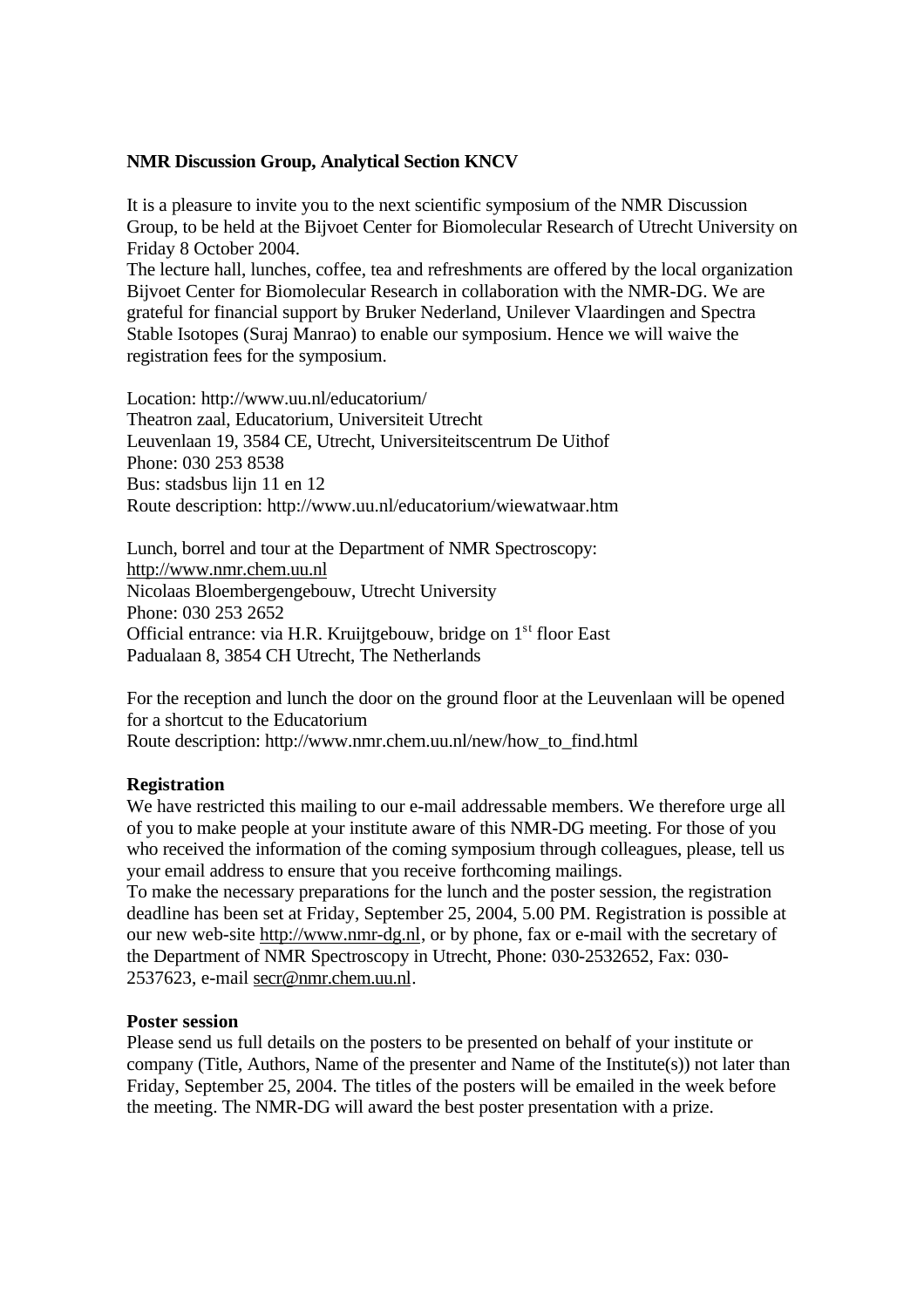**NMR Discussion Group, Analytical Section KNCV**

It is a pleasure to invite you to the next scientific symposium of the NMR Discussion Group, to be held at the Bijvoet Center for Biomolecular Research of Utrecht University on Friday 8 October 2004.
The lecture hall, lunches, coffee, tea and refreshments are offered by the local organization Bijvoet Center for Biomolecular Research in collaboration with the NMR-DG. We are grateful for financial support by Bruker Nederland, Unilever Vlaardingen and Spectra Stable Isotopes (Suraj Manrao) to enable our symposium. Hence we will waive the registration fees for the symposium.

Location: http://www.uu.nl/educatorium/
Theatron zaal, Educatorium, Universiteit Utrecht
Leuvenlaan 19, 3584 CE, Utrecht, Universiteitscentrum De Uithof
Phone: 030 253 8538
Bus: stadsbus lijn 11 en 12
Route description: http://www.uu.nl/educatorium/wiewatwaar.htm

Lunch, borrel and tour at the Department of NMR Spectroscopy:
http://www.nmr.chem.uu.nl
Nicolaas Bloembergengebouw, Utrecht University
Phone: 030 253 2652
Official entrance: via H.R. Kruijtgebouw, bridge on 1st floor East
Padualaan 8, 3854 CH Utrecht, The Netherlands

For the reception and lunch the door on the ground floor at the Leuvenlaan will be opened for a shortcut to the Educatorium
Route description: http://www.nmr.chem.uu.nl/new/how_to_find.html

**Registration**
We have restricted this mailing to our e-mail addressable members. We therefore urge all of you to make people at your institute aware of this NMR-DG meeting. For those of you who received the information of the coming symposium through colleagues, please, tell us your email address to ensure that you receive forthcoming mailings.
To make the necessary preparations for the lunch and the poster session, the registration deadline has been set at Friday, September 25, 2004, 5.00 PM. Registration is possible at our new web-site http://www.nmr-dg.nl, or by phone, fax or e-mail with the secretary of the Department of NMR Spectroscopy in Utrecht, Phone: 030-2532652, Fax: 030-2537623, e-mail secr@nmr.chem.uu.nl.

**Poster session**
Please send us full details on the posters to be presented on behalf of your institute or company (Title, Authors, Name of the presenter and Name of the Institute(s)) not later than Friday, September 25, 2004. The titles of the posters will be emailed in the week before the meeting. The NMR-DG will award the best poster presentation with a prize.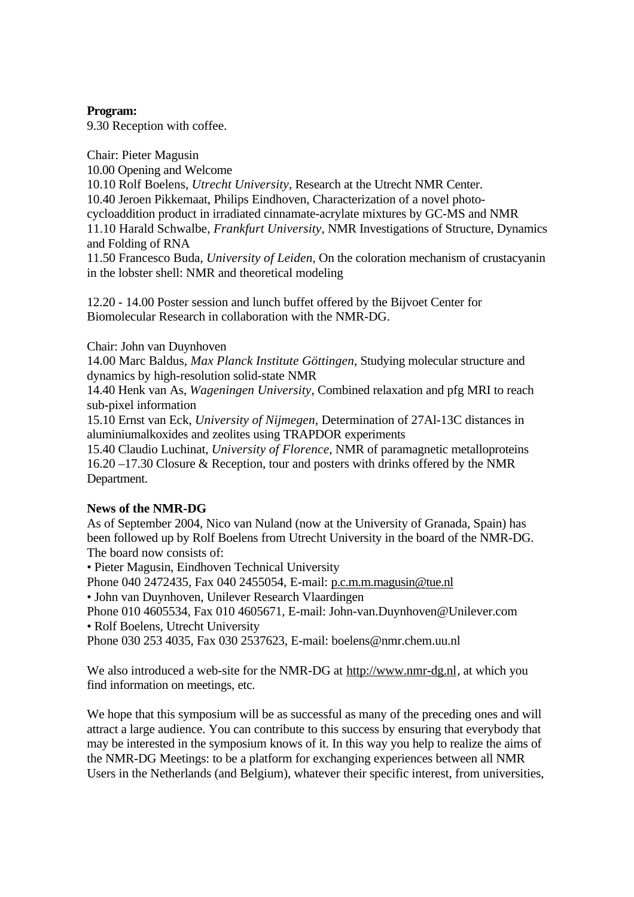**Program:**
9.30 Reception with coffee.

Chair: Pieter Magusin
10.00 Opening and Welcome
10.10 Rolf Boelens, *Utrecht University*, Research at the Utrecht NMR Center.
10.40 Jeroen Pikkemaat, Philips Eindhoven, Characterization of a novel photo-cycloaddition product in irradiated cinnamate-acrylate mixtures by GC-MS and NMR
11.10 Harald Schwalbe, *Frankfurt University*, NMR Investigations of Structure, Dynamics and Folding of RNA
11.50 Francesco Buda, *University of Leiden*, On the coloration mechanism of crustacyanin in the lobster shell: NMR and theoretical modeling

12.20 - 14.00 Poster session and lunch buffet offered by the Bijvoet Center for Biomolecular Research in collaboration with the NMR-DG.

Chair: John van Duynhoven
14.00 Marc Baldus, *Max Planck Institute Göttingen*, Studying molecular structure and dynamics by high-resolution solid-state NMR
14.40 Henk van As, *Wageningen University*, Combined relaxation and pfg MRI to reach sub-pixel information
15.10 Ernst van Eck, *University of Nijmegen*, Determination of 27Al-13C distances in aluminiumalkoxides and zeolites using TRAPDOR experiments
15.40 Claudio Luchinat, *University of Florence*, NMR of paramagnetic metalloproteins
16.20 –17.30 Closure & Reception, tour and posters with drinks offered by the NMR Department.

**News of the NMR-DG**
As of September 2004, Nico van Nuland (now at the University of Granada, Spain) has been followed up by Rolf Boelens from Utrecht University in the board of the NMR-DG. The board now consists of:
• Pieter Magusin, Eindhoven Technical University
Phone 040 2472435, Fax 040 2455054, E-mail: p.c.m.m.magusin@tue.nl
• John van Duynhoven, Unilever Research Vlaardingen
Phone 010 4605534, Fax 010 4605671, E-mail: John-van.Duynhoven@Unilever.com
• Rolf Boelens, Utrecht University
Phone 030 253 4035, Fax 030 2537623, E-mail: boelens@nmr.chem.uu.nl

We also introduced a web-site for the NMR-DG at http://www.nmr-dg.nl, at which you find information on meetings, etc.

We hope that this symposium will be as successful as many of the preceding ones and will attract a large audience. You can contribute to this success by ensuring that everybody that may be interested in the symposium knows of it. In this way you help to realize the aims of the NMR-DG Meetings: to be a platform for exchanging experiences between all NMR Users in the Netherlands (and Belgium), whatever their specific interest, from universities,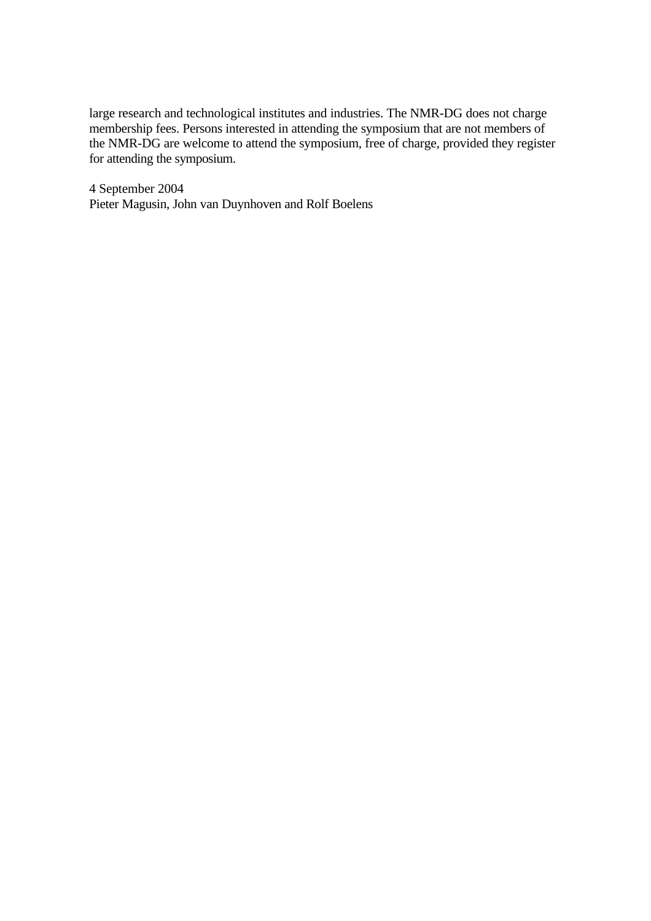large research and technological institutes and industries. The NMR-DG does not charge membership fees. Persons interested in attending the symposium that are not members of the NMR-DG are welcome to attend the symposium, free of charge, provided they register for attending the symposium.

4 September 2004
Pieter Magusin, John van Duynhoven and Rolf Boelens